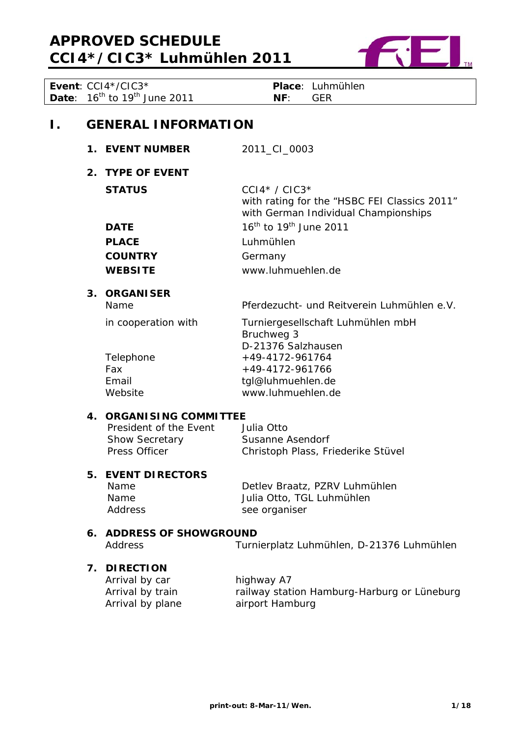# APPROVED SCHEDULE
# CCI4*/CIC3* Luhmühlen 2011

| | |
|---|---|
| **Event**: CCI4*/CIC3* | **Place**: Luhmühlen |
| **Date**: 16th to 19th June 2011 | **NF**: GER |

## I. GENERAL INFORMATION

### 1. EVENT NUMBER

2011_CI_0003

### 2. TYPE OF EVENT

| | |
|---|---|
| **STATUS** | CCI4* / CIC3*<br>with rating for the "HSBC FEI Classics 2011"<br>with German Individual Championships |
| **DATE** | 16th to 19th June 2011 |
| **PLACE** | Luhmühlen |
| **COUNTRY** | Germany |
| **WEBSITE** | www.luhmuehlen.de |

### 3. ORGANISER

| | |
|---|---|
| Name | Pferdezucht- und Reitverein Luhmühlen e.V. |
| in cooperation with | Turniergesellschaft Luhmühlen mbH<br>Bruchweg 3<br>D-21376 Salzhausen |
| Telephone | +49-4172-961764 |
| Fax | +49-4172-961766 |
| Email | tgl@luhmuehlen.de |
| Website | www.luhmuehlen.de |

### 4. ORGANISING COMMITTEE

| | |
|---|---|
| President of the Event | Julia Otto |
| Show Secretary | Susanne Asendorf |
| Press Officer | Christoph Plass, Friederike Stüvel |

### 5. EVENT DIRECTORS

| | |
|---|---|
| Name | Detlev Braatz, PZRV Luhmühlen |
| Name | Julia Otto, TGL Luhmühlen |
| Address | see organiser |

### 6. ADDRESS OF SHOWGROUND

| | |
|---|---|
| Address | Turnierplatz Luhmühlen, D-21376 Luhmühlen |

### 7. DIRECTION

| | |
|---|---|
| Arrival by car | highway A7 |
| Arrival by train | railway station Hamburg-Harburg or Lüneburg |
| Arrival by plane | airport Hamburg |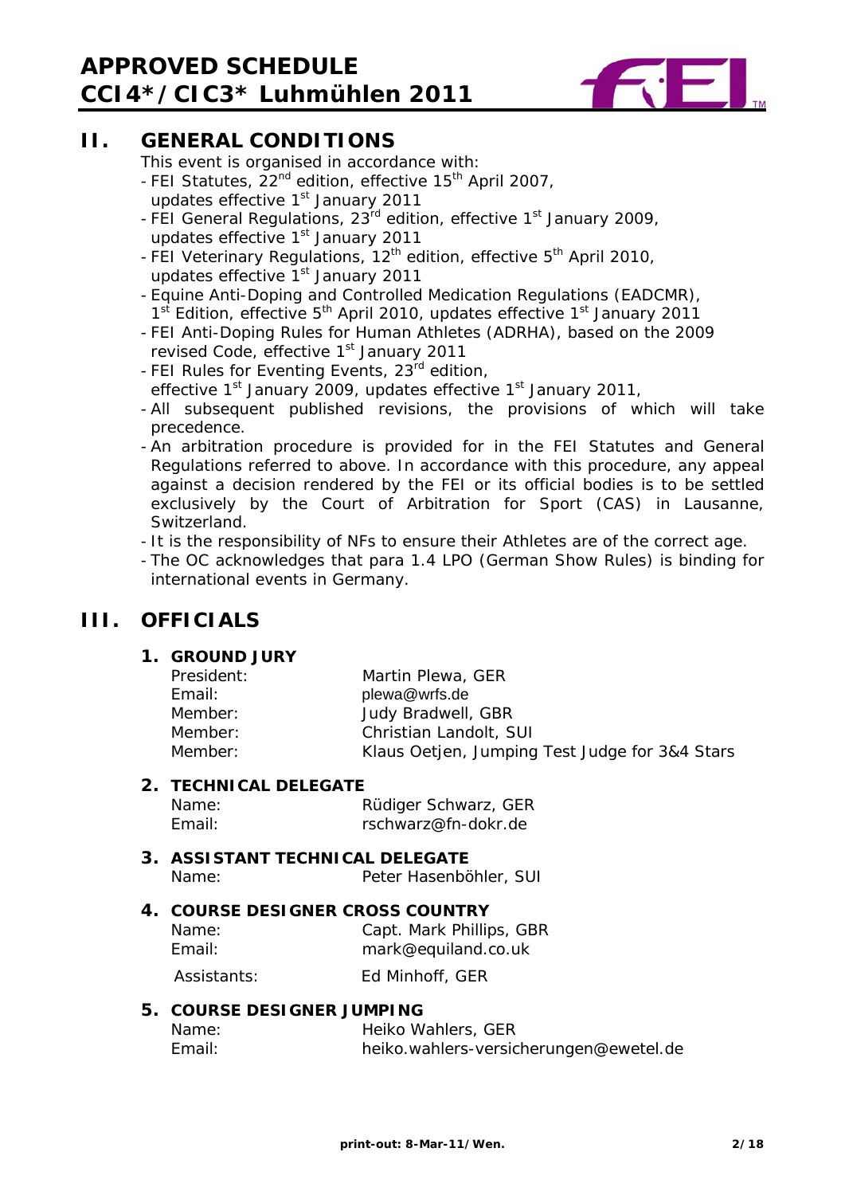## II. GENERAL CONDITIONS

This event is organised in accordance with:

- FEI Statutes, 22nd edition, effective 15th April 2007, updates effective 1st January 2011
- FEI General Regulations, 23rd edition, effective 1st January 2009, updates effective 1st January 2011
- FEI Veterinary Regulations, 12th edition, effective 5th April 2010, updates effective 1st January 2011
- Equine Anti-Doping and Controlled Medication Regulations (EADCMR), 1st Edition, effective 5th April 2010, updates effective 1st January 2011
- FEI Anti-Doping Rules for Human Athletes (ADRHA), based on the 2009 revised Code, effective 1st January 2011
- FEI Rules for Eventing Events, 23rd edition, effective 1st January 2009, updates effective 1st January 2011,
- All subsequent published revisions, the provisions of which will take precedence.
- An arbitration procedure is provided for in the FEI Statutes and General Regulations referred to above. In accordance with this procedure, any appeal against a decision rendered by the FEI or its official bodies is to be settled exclusively by the Court of Arbitration for Sport (CAS) in Lausanne, Switzerland.
- It is the responsibility of NFs to ensure their Athletes are of the correct age.
- The OC acknowledges that para 1.4 LPO (German Show Rules) is binding for international events in Germany.

## III. OFFICIALS

### 1. GROUND JURY

| | |
|---|---|
| President: | Martin Plewa, GER |
| Email: | plewa@wrfs.de |
| Member: | Judy Bradwell, GBR |
| Member: | Christian Landolt, SUI |
| Member: | Klaus Oetjen, Jumping Test Judge for 3&4 Stars |

### 2. TECHNICAL DELEGATE

| | |
|---|---|
| Name: | Rüdiger Schwarz, GER |
| Email: | rschwarz@fn-dokr.de |

### 3. ASSISTANT TECHNICAL DELEGATE

| | |
|---|---|
| Name: | Peter Hasenböhler, SUI |

### 4. COURSE DESIGNER CROSS COUNTRY

| | |
|---|---|
| Name: | Capt. Mark Phillips, GBR |
| Email: | mark@equiland.co.uk |
| Assistants: | Ed Minhoff, GER |

### 5. COURSE DESIGNER JUMPING

| | |
|---|---|
| Name: | Heiko Wahlers, GER |
| Email: | heiko.wahlers-versicherungen@ewetel.de |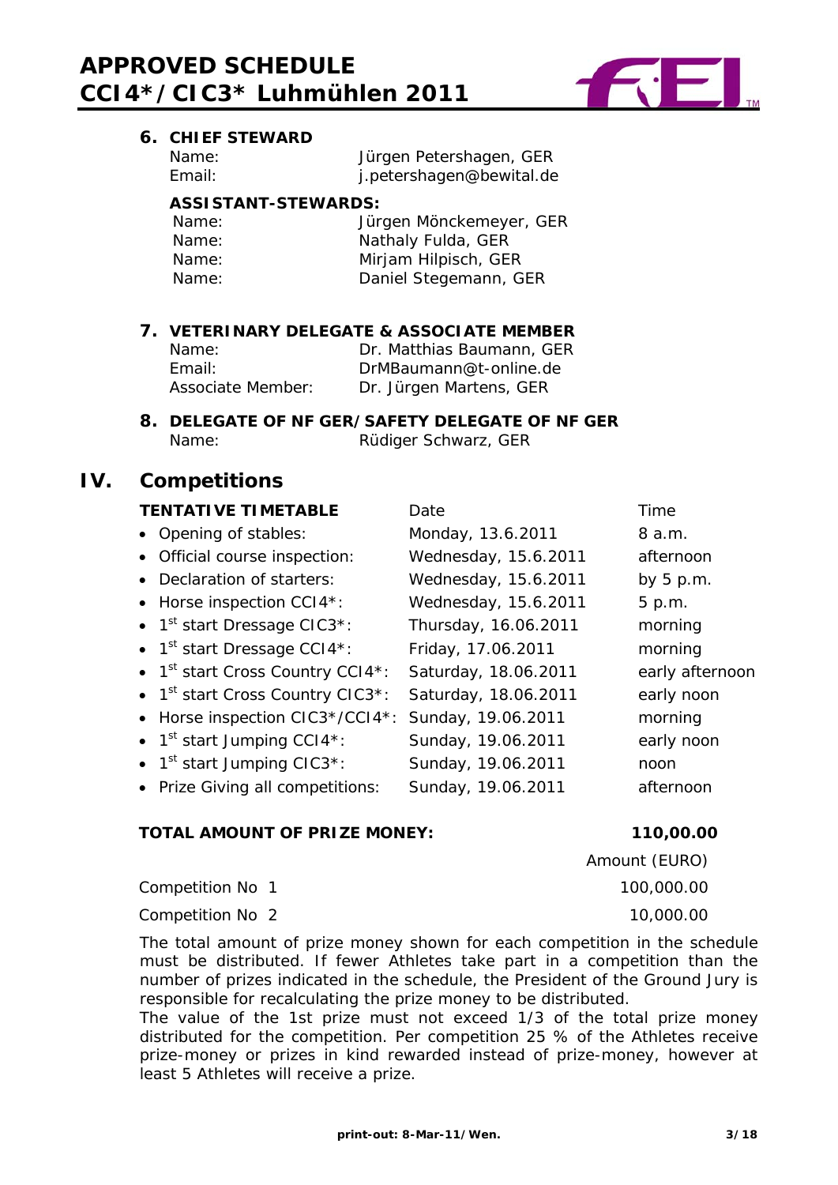### 6. CHIEF STEWARD

Name: Jürgen Petershagen, GER
Email: j.petershagen@bewital.de

**ASSISTANT-STEWARDS:**

Name: Jürgen Mönckemeyer, GER
Name: Nathaly Fulda, GER
Name: Mirjam Hilpisch, GER
Name: Daniel Stegemann, GER

### 7. VETERINARY DELEGATE & ASSOCIATE MEMBER

Name: Dr. Matthias Baumann, GER
Email: DrMBaumann@t-online.de
Associate Member: Dr. Jürgen Martens, GER

### 8. DELEGATE OF NF GER/SAFETY DELEGATE OF NF GER

Name: Rüdiger Schwarz, GER

## IV. Competitions

| **TENTATIVE TIMETABLE** | Date | Time |
|---|---|---|
| • Opening of stables: | Monday, 13.6.2011 | 8 a.m. |
| • Official course inspection: | Wednesday, 15.6.2011 | afternoon |
| • Declaration of starters: | Wednesday, 15.6.2011 | by 5 p.m. |
| • Horse inspection CCI4*: | Wednesday, 15.6.2011 | 5 p.m. |
| • 1st start Dressage CIC3*: | Thursday, 16.06.2011 | morning |
| • 1st start Dressage CCI4*: | Friday, 17.06.2011 | morning |
| • 1st start Cross Country CCI4*: | Saturday, 18.06.2011 | early afternoon |
| • 1st start Cross Country CIC3*: | Saturday, 18.06.2011 | early noon |
| • Horse inspection CIC3*/CCI4*: | Sunday, 19.06.2011 | morning |
| • 1st start Jumping CCI4*: | Sunday, 19.06.2011 | early noon |
| • 1st start Jumping CIC3*: | Sunday, 19.06.2011 | noon |
| • Prize Giving all competitions: | Sunday, 19.06.2011 | afternoon |

| **TOTAL AMOUNT OF PRIZE MONEY:** | **110,00.00** |
|---|---|
| | Amount (EURO) |
| Competition No 1 | 100,000.00 |
| Competition No 2 | 10,000.00 |

The total amount of prize money shown for each competition in the schedule must be distributed. If fewer Athletes take part in a competition than the number of prizes indicated in the schedule, the President of the Ground Jury is responsible for recalculating the prize money to be distributed.
The value of the 1st prize must not exceed 1/3 of the total prize money distributed for the competition. Per competition 25 % of the Athletes receive prize-money or prizes in kind rewarded instead of prize-money, however at least 5 Athletes will receive a prize.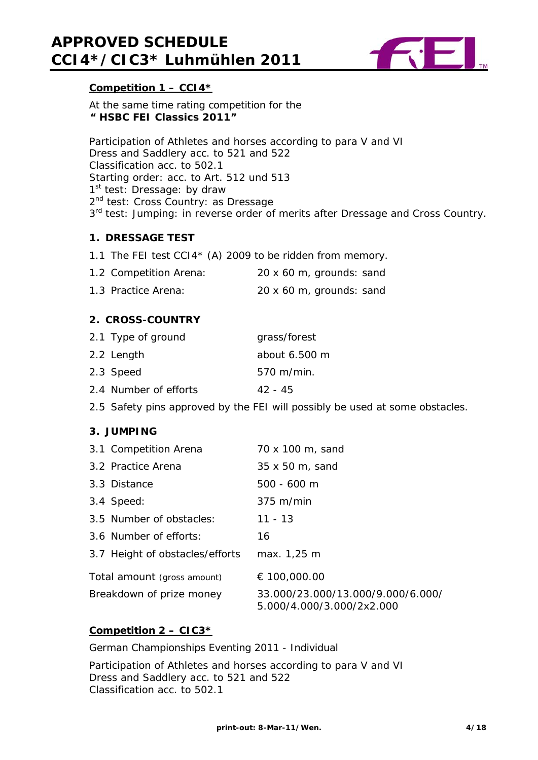# APPROVED SCHEDULE
# CCI4*/CIC3* Luhmühlen 2011

## Competition 1 – CCI4*

At the same time rating competition for the
**" HSBC FEI Classics 2011"**

Participation of Athletes and horses according to para V and VI
Dress and Saddlery acc. to 521 and 522
Classification acc. to 502.1
Starting order: acc. to Art. 512 und 513
1st test: Dressage: by draw
2nd test: Cross Country: as Dressage
3rd test: Jumping: in reverse order of merits after Dressage and Cross Country.

### 1. DRESSAGE TEST

1.1 The FEI test CCI4* (A) 2009 to be ridden from memory.

| | |
|---|---|
| 1.2 Competition Arena: | 20 x 60 m, grounds: sand |
| 1.3 Practice Arena: | 20 x 60 m, grounds: sand |

### 2. CROSS-COUNTRY

| | |
|---|---|
| 2.1 Type of ground | grass/forest |
| 2.2 Length | about 6.500 m |
| 2.3 Speed | 570 m/min. |
| 2.4 Number of efforts | 42 - 45 |

2.5 Safety pins approved by the FEI will possibly be used at some obstacles.

### 3. JUMPING

| | |
|---|---|
| 3.1 Competition Arena | 70 x 100 m, sand |
| 3.2 Practice Arena | 35 x 50 m, sand |
| 3.3 Distance | 500 - 600 m |
| 3.4 Speed: | 375 m/min |
| 3.5 Number of obstacles: | 11 - 13 |
| 3.6 Number of efforts: | 16 |
| 3.7 Height of obstacles/efforts | max. 1,25 m |
| Total amount (gross amount) | € 100,000.00 |
| Breakdown of prize money | 33.000/23.000/13.000/9.000/6.000/ 5.000/4.000/3.000/2x2.000 |

## Competition 2 – CIC3*

German Championships Eventing 2011 - Individual

Participation of Athletes and horses according to para V and VI
Dress and Saddlery acc. to 521 and 522
Classification acc. to 502.1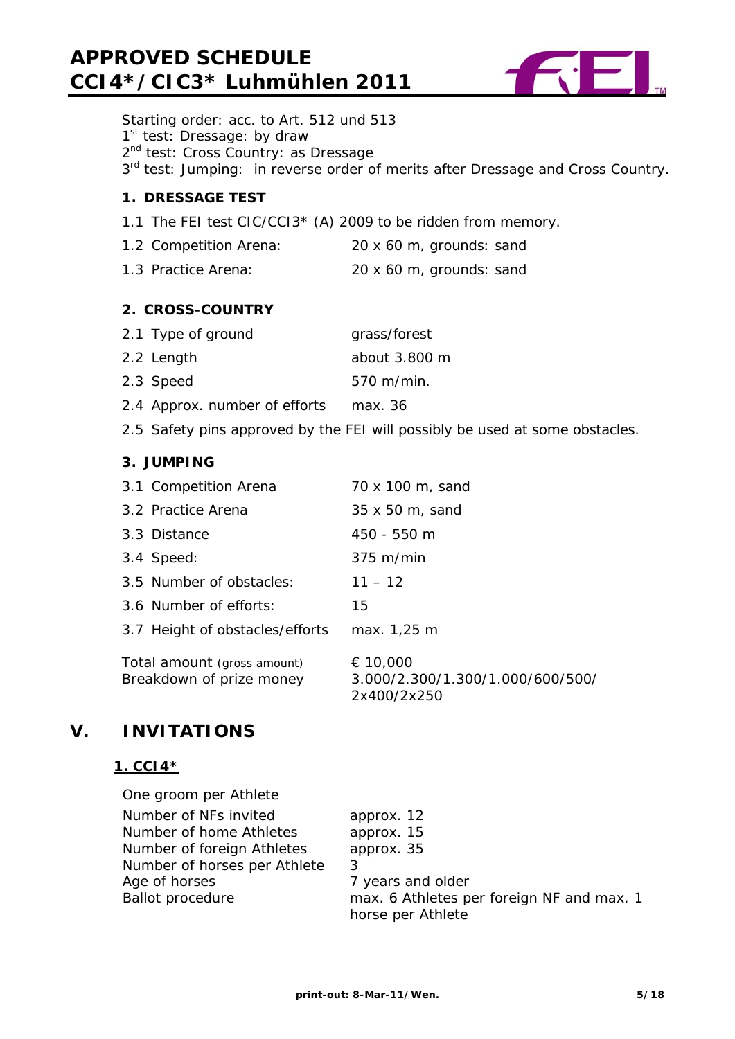Starting order: acc. to Art. 512 und 513

1st test: Dressage: by draw

2nd test: Cross Country: as Dressage

3rd test: Jumping: in reverse order of merits after Dressage and Cross Country.

**1. DRESSAGE TEST**

1.1 The FEI test CIC/CCI3* (A) 2009 to be ridden from memory.

| | |
|---|---|
| 1.2 Competition Arena: | 20 x 60 m, grounds: sand |
| 1.3 Practice Arena: | 20 x 60 m, grounds: sand |

**2. CROSS-COUNTRY**

| | |
|---|---|
| 2.1 Type of ground | grass/forest |
| 2.2 Length | about 3.800 m |
| 2.3 Speed | 570 m/min. |
| 2.4 Approx. number of efforts | max. 36 |

2.5 Safety pins approved by the FEI will possibly be used at some obstacles.

**3. JUMPING**

| | |
|---|---|
| 3.1 Competition Arena | 70 x 100 m, sand |
| 3.2 Practice Arena | 35 x 50 m, sand |
| 3.3 Distance | 450 - 550 m |
| 3.4 Speed: | 375 m/min |
| 3.5 Number of obstacles: | 11 – 12 |
| 3.6 Number of efforts: | 15 |
| 3.7 Height of obstacles/efforts | max. 1,25 m |

| | |
|---|---|
| Total amount (gross amount) | € 10,000 |
| Breakdown of prize money | 3.000/2.300/1.300/1.000/600/500/ 2x400/2x250 |

## V. INVITATIONS

### 1. CCI4*

One groom per Athlete

| | |
|---|---|
| Number of NFs invited | approx. 12 |
| Number of home Athletes | approx. 15 |
| Number of foreign Athletes | approx. 35 |
| Number of horses per Athlete | 3 |
| Age of horses | 7 years and older |
| Ballot procedure | max. 6 Athletes per foreign NF and max. 1 horse per Athlete |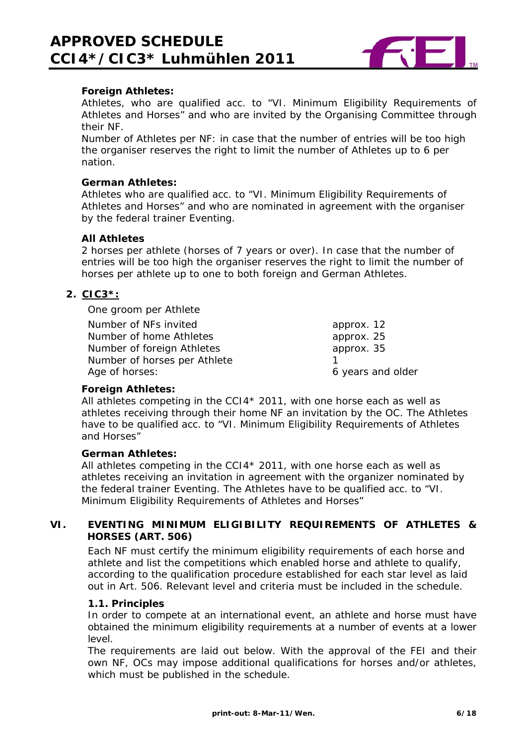**Foreign Athletes:**

Athletes, who are qualified acc. to "VI. Minimum Eligibility Requirements of Athletes and Horses" and who are invited by the Organising Committee through their NF.

Number of Athletes per NF: in case that the number of entries will be too high the organiser reserves the right to limit the number of Athletes up to 6 per nation.

**German Athletes:**

Athletes who are qualified acc. to "VI. Minimum Eligibility Requirements of Athletes and Horses" and who are nominated in agreement with the organiser by the federal trainer Eventing.

**All Athletes**

2 horses per athlete (horses of 7 years or over). In case that the number of entries will be too high the organiser reserves the right to limit the number of horses per athlete up to one to both foreign and German Athletes.

**2. CIC3*:**

One groom per Athlete

| | |
|---|---|
| Number of NFs invited | approx. 12 |
| Number of home Athletes | approx. 25 |
| Number of foreign Athletes | approx. 35 |
| Number of horses per Athlete | 1 |
| Age of horses: | 6 years and older |

**Foreign Athletes:**

All athletes competing in the CCI4* 2011, with one horse each as well as athletes receiving through their home NF an invitation by the OC. The Athletes have to be qualified acc. to "VI. Minimum Eligibility Requirements of Athletes and Horses"

**German Athletes:**

All athletes competing in the CCI4* 2011, with one horse each as well as athletes receiving an invitation in agreement with the organizer nominated by the federal trainer Eventing. The Athletes have to be qualified acc. to "VI. Minimum Eligibility Requirements of Athletes and Horses"

## VI. EVENTING MINIMUM ELIGIBILITY REQUIREMENTS OF ATHLETES & HORSES (ART. 506)

Each NF must certify the minimum eligibility requirements of each horse and athlete and list the competitions which enabled horse and athlete to qualify, according to the qualification procedure established for each star level as laid out in Art. 506. Relevant level and criteria must be included in the schedule.

**1.1. Principles**

In order to compete at an international event, an athlete and horse must have obtained the minimum eligibility requirements at a number of events at a lower level.

The requirements are laid out below. With the approval of the FEI and their own NF, OCs may impose additional qualifications for horses and/or athletes, which must be published in the schedule.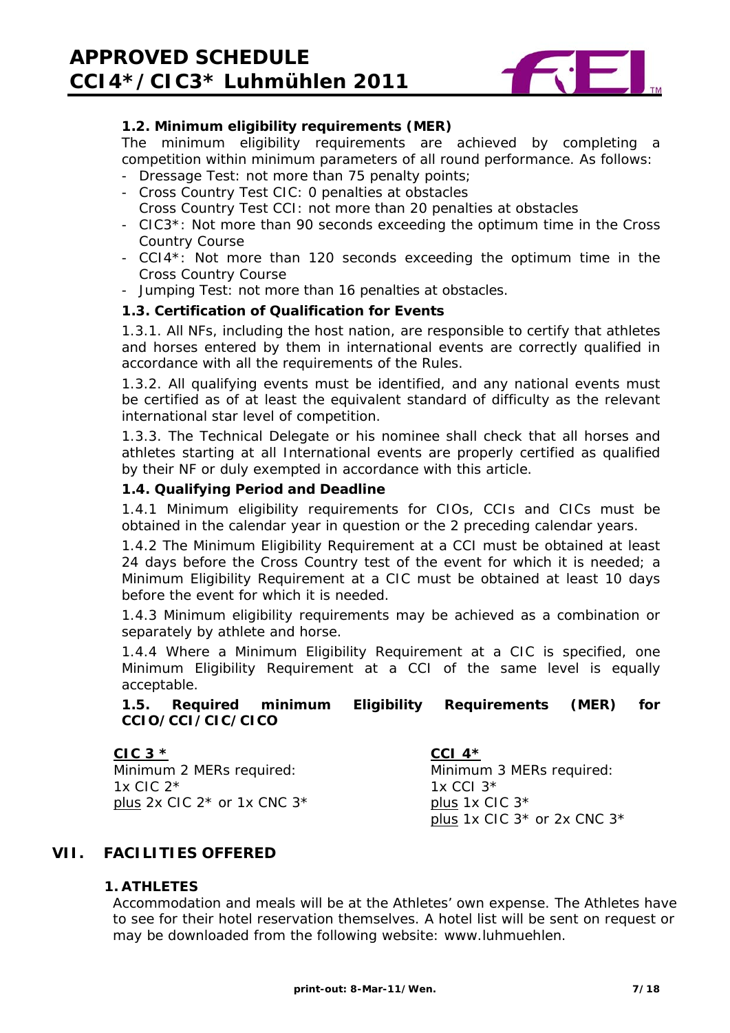**1.2. Minimum eligibility requirements (MER)**

The minimum eligibility requirements are achieved by completing a competition within minimum parameters of all round performance. As follows:

- Dressage Test: not more than 75 penalty points;
- Cross Country Test CIC: 0 penalties at obstacles
  Cross Country Test CCI: not more than 20 penalties at obstacles
- CIC3*: Not more than 90 seconds exceeding the optimum time in the Cross Country Course
- CCI4*: Not more than 120 seconds exceeding the optimum time in the Cross Country Course
- Jumping Test: not more than 16 penalties at obstacles.

**1.3. Certification of Qualification for Events**

1.3.1. All NFs, including the host nation, are responsible to certify that athletes and horses entered by them in international events are correctly qualified in accordance with all the requirements of the Rules.

1.3.2. All qualifying events must be identified, and any national events must be certified as of at least the equivalent standard of difficulty as the relevant international star level of competition.

1.3.3. The Technical Delegate or his nominee shall check that all horses and athletes starting at all International events are properly certified as qualified by their NF or duly exempted in accordance with this article.

**1.4. Qualifying Period and Deadline**

1.4.1 Minimum eligibility requirements for CIOs, CCIs and CICs must be obtained in the calendar year in question or the 2 preceding calendar years.

1.4.2 The Minimum Eligibility Requirement at a CCI must be obtained at least 24 days before the Cross Country test of the event for which it is needed; a Minimum Eligibility Requirement at a CIC must be obtained at least 10 days before the event for which it is needed.

1.4.3 Minimum eligibility requirements may be achieved as a combination or separately by athlete and horse.

1.4.4 Where a Minimum Eligibility Requirement at a CIC is specified, one Minimum Eligibility Requirement at a CCI of the same level is equally acceptable.

**1.5. Required minimum Eligibility Requirements (MER) for CCIO/CCI/CIC/CICO**

**CIC 3 ***
Minimum 2 MERs required:
1x CIC 2*
plus 2x CIC 2* or 1x CNC 3*

**CCI 4***
Minimum 3 MERs required:
1x CCI 3*
plus 1x CIC 3*
plus 1x CIC 3* or 2x CNC 3*

## VII. FACILITIES OFFERED

### 1. ATHLETES

Accommodation and meals will be at the Athletes' own expense. The Athletes have to see for their hotel reservation themselves. A hotel list will be sent on request or may be downloaded from the following website: www.luhmuehlen.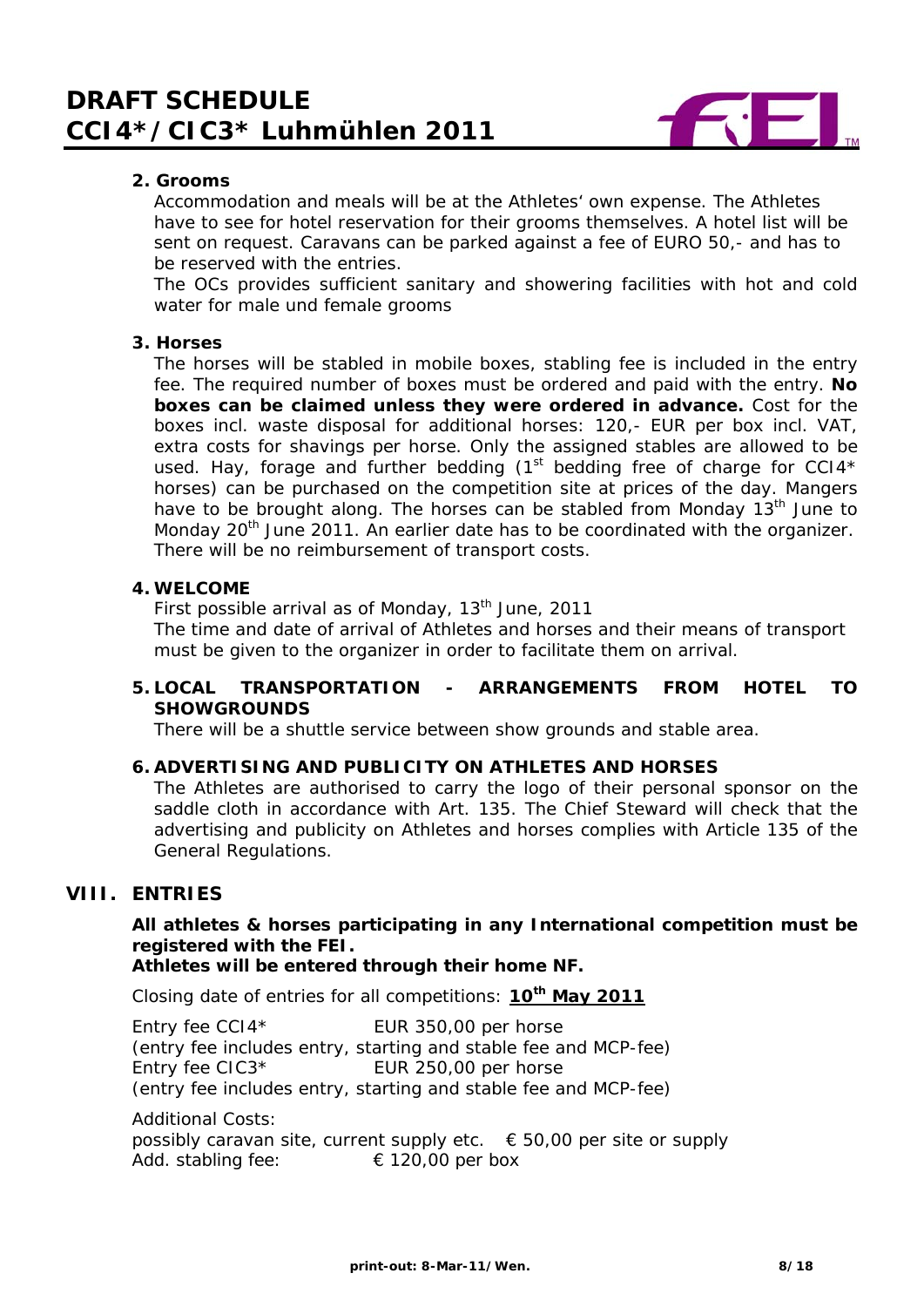### 2. Grooms

Accommodation and meals will be at the Athletes' own expense. The Athletes have to see for hotel reservation for their grooms themselves. A hotel list will be sent on request. Caravans can be parked against a fee of EURO 50,- and has to be reserved with the entries.

The OCs provides sufficient sanitary and showering facilities with hot and cold water for male und female grooms

### 3. Horses

The horses will be stabled in mobile boxes, stabling fee is included in the entry fee. The required number of boxes must be ordered and paid with the entry. **No boxes can be claimed unless they were ordered in advance.** Cost for the boxes incl. waste disposal for additional horses: 120,- EUR per box incl. VAT, extra costs for shavings per horse. Only the assigned stables are allowed to be used. Hay, forage and further bedding (1st bedding free of charge for CCI4* horses) can be purchased on the competition site at prices of the day. Mangers have to be brought along. The horses can be stabled from Monday 13th June to Monday 20th June 2011. An earlier date has to be coordinated with the organizer. There will be no reimbursement of transport costs.

### 4. WELCOME

First possible arrival as of Monday, 13th June, 2011

The time and date of arrival of Athletes and horses and their means of transport must be given to the organizer in order to facilitate them on arrival.

### 5. LOCAL TRANSPORTATION - ARRANGEMENTS FROM HOTEL TO SHOWGROUNDS

There will be a shuttle service between show grounds and stable area.

### 6. ADVERTISING AND PUBLICITY ON ATHLETES AND HORSES

The Athletes are authorised to carry the logo of their personal sponsor on the saddle cloth in accordance with Art. 135. The Chief Steward will check that the advertising and publicity on Athletes and horses complies with Article 135 of the General Regulations.

## VIII. ENTRIES

**All athletes & horses participating in any International competition must be registered with the FEI.**
**Athletes will be entered through their home NF.**

Closing date of entries for all competitions: **10th May 2011**

Entry fee CCI4* EUR 350,00 per horse
(entry fee includes entry, starting and stable fee and MCP-fee)
Entry fee CIC3* EUR 250,00 per horse
(entry fee includes entry, starting and stable fee and MCP-fee)

Additional Costs:
possibly caravan site, current supply etc. € 50,00 per site or supply
Add. stabling fee: € 120,00 per box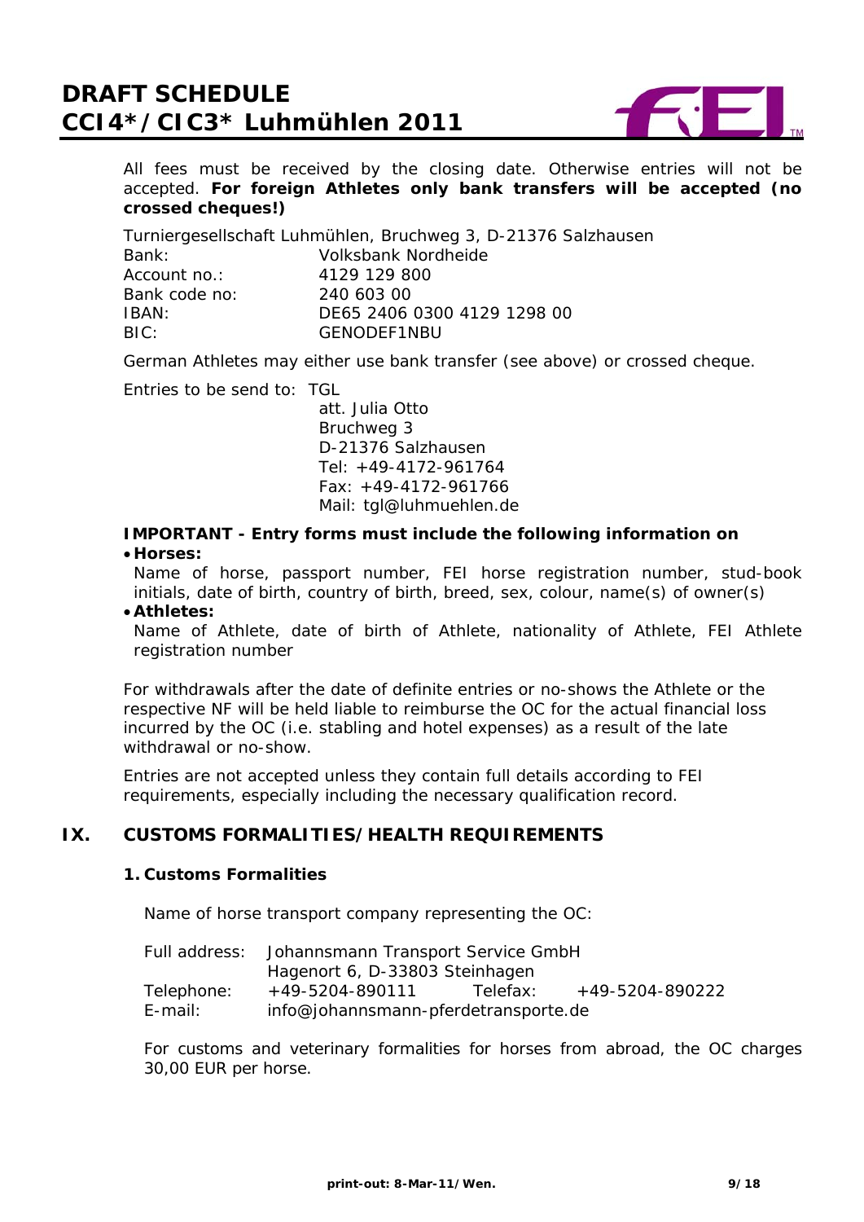All fees must be received by the closing date. Otherwise entries will not be accepted. **For foreign Athletes only bank transfers will be accepted (no crossed cheques!)**

Turniergesellschaft Luhmühlen, Bruchweg 3, D-21376 Salzhausen

| | |
|---|---|
| Bank: | Volksbank Nordheide |
| Account no.: | 4129 129 800 |
| Bank code no: | 240 603 00 |
| IBAN: | DE65 2406 0300 4129 1298 00 |
| BIC: | GENODEF1NBU |

German Athletes may either use bank transfer (see above) or crossed cheque.

Entries to be send to: TGL
att. Julia Otto
Bruchweg 3
D-21376 Salzhausen
Tel: +49-4172-961764
Fax: +49-4172-961766
Mail: tgl@luhmuehlen.de

**IMPORTANT - Entry forms must include the following information on**

- **Horses:**
  Name of horse, passport number, FEI horse registration number, stud-book initials, date of birth, country of birth, breed, sex, colour, name(s) of owner(s)
- **Athletes:**
  Name of Athlete, date of birth of Athlete, nationality of Athlete, FEI Athlete registration number

For withdrawals after the date of definite entries or no-shows the Athlete or the respective NF will be held liable to reimburse the OC for the actual financial loss incurred by the OC (i.e. stabling and hotel expenses) as a result of the late withdrawal or no-show.

Entries are not accepted unless they contain full details according to FEI requirements, especially including the necessary qualification record.

## IX. CUSTOMS FORMALITIES/HEALTH REQUIREMENTS

### 1. Customs Formalities

Name of horse transport company representing the OC:

| | | | |
|---|---|---|---|
| Full address: | Johannsmann Transport Service GmbH<br>Hagenort 6, D-33803 Steinhagen | | |
| Telephone: | +49-5204-890111 | Telefax: | +49-5204-890222 |
| E-mail: | info@johannsmann-pferdetransporte.de | | |

For customs and veterinary formalities for horses from abroad, the OC charges 30,00 EUR per horse.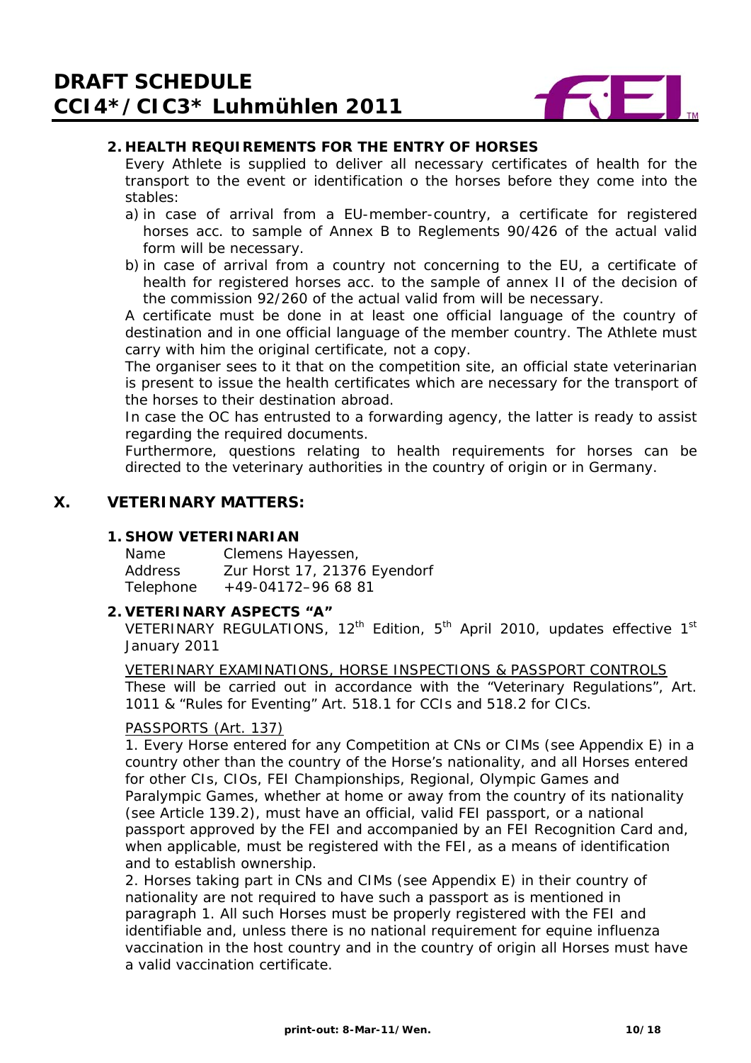### 2. HEALTH REQUIREMENTS FOR THE ENTRY OF HORSES

Every Athlete is supplied to deliver all necessary certificates of health for the transport to the event or identification o the horses before they come into the stables:

a) in case of arrival from a EU-member-country, a certificate for registered horses acc. to sample of Annex B to Reglements 90/426 of the actual valid form will be necessary.

b) in case of arrival from a country not concerning to the EU, a certificate of health for registered horses acc. to the sample of annex II of the decision of the commission 92/260 of the actual valid from will be necessary.

A certificate must be done in at least one official language of the country of destination and in one official language of the member country. The Athlete must carry with him the original certificate, not a copy.

The organiser sees to it that on the competition site, an official state veterinarian is present to issue the health certificates which are necessary for the transport of the horses to their destination abroad.

In case the OC has entrusted to a forwarding agency, the latter is ready to assist regarding the required documents.

Furthermore, questions relating to health requirements for horses can be directed to the veterinary authorities in the country of origin or in Germany.

## X. VETERINARY MATTERS:

### 1. SHOW VETERINARIAN

| | |
|---|---|
| Name | Clemens Hayessen, |
| Address | Zur Horst 17, 21376 Eyendorf |
| Telephone | +49-04172–96 68 81 |

### 2. VETERINARY ASPECTS "A"

VETERINARY REGULATIONS, 12th Edition, 5th April 2010, updates effective 1st January 2011

<u>VETERINARY EXAMINATIONS, HORSE INSPECTIONS & PASSPORT CONTROLS</u>

These will be carried out in accordance with the "Veterinary Regulations", Art. 1011 & "Rules for Eventing" Art. 518.1 for CCIs and 518.2 for CICs.

<u>PASSPORTS (Art. 137)</u>

1. Every Horse entered for any Competition at CNs or CIMs (see Appendix E) in a country other than the country of the Horse's nationality, and all Horses entered for other CIs, CIOs, FEI Championships, Regional, Olympic Games and Paralympic Games, whether at home or away from the country of its nationality (see Article 139.2), must have an official, valid FEI passport, or a national passport approved by the FEI and accompanied by an FEI Recognition Card and, when applicable, must be registered with the FEI, as a means of identification and to establish ownership.

2. Horses taking part in CNs and CIMs (see Appendix E) in their country of nationality are not required to have such a passport as is mentioned in paragraph 1. All such Horses must be properly registered with the FEI and identifiable and, unless there is no national requirement for equine influenza vaccination in the host country and in the country of origin all Horses must have a valid vaccination certificate.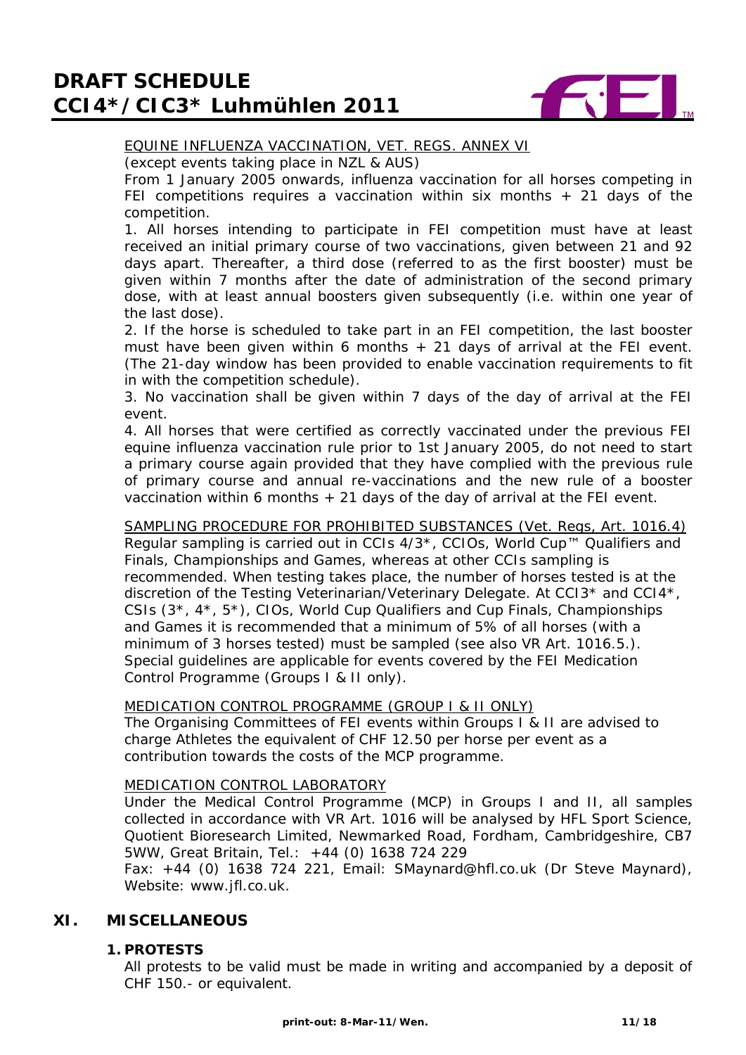EQUINE INFLUENZA VACCINATION, VET. REGS. ANNEX VI

(except events taking place in NZL & AUS)

From 1 January 2005 onwards, influenza vaccination for all horses competing in FEI competitions requires a vaccination within six months + 21 days of the competition.

1. All horses intending to participate in FEI competition must have at least received an initial primary course of two vaccinations, given between 21 and 92 days apart. Thereafter, a third dose (referred to as the first booster) must be given within 7 months after the date of administration of the second primary dose, with at least annual boosters given subsequently (i.e. within one year of the last dose).

2. If the horse is scheduled to take part in an FEI competition, the last booster must have been given within 6 months + 21 days of arrival at the FEI event. (The 21-day window has been provided to enable vaccination requirements to fit in with the competition schedule).

3. No vaccination shall be given within 7 days of the day of arrival at the FEI event.

4. All horses that were certified as correctly vaccinated under the previous FEI equine influenza vaccination rule prior to 1st January 2005, do not need to start a primary course again provided that they have complied with the previous rule of primary course and annual re-vaccinations and the new rule of a booster vaccination within 6 months + 21 days of the day of arrival at the FEI event.

SAMPLING PROCEDURE FOR PROHIBITED SUBSTANCES (Vet. Regs, Art. 1016.4)

Regular sampling is carried out in CCIs 4/3*, CCIOs, World Cup™ Qualifiers and Finals, Championships and Games, whereas at other CCIs sampling is recommended. When testing takes place, the number of horses tested is at the discretion of the Testing Veterinarian/Veterinary Delegate. At CCI3* and CCI4*, CSIs (3*, 4*, 5*), CIOs, World Cup Qualifiers and Cup Finals, Championships and Games it is recommended that a minimum of 5% of all horses (with a minimum of 3 horses tested) must be sampled (see also VR Art. 1016.5.). Special guidelines are applicable for events covered by the FEI Medication Control Programme (Groups I & II only).

MEDICATION CONTROL PROGRAMME (GROUP I & II ONLY)

The Organising Committees of FEI events within Groups I & II are advised to charge Athletes the equivalent of CHF 12.50 per horse per event as a contribution towards the costs of the MCP programme.

MEDICATION CONTROL LABORATORY

Under the Medical Control Programme (MCP) in Groups I and II, all samples collected in accordance with VR Art. 1016 will be analysed by HFL Sport Science, Quotient Bioresearch Limited, Newmarked Road, Fordham, Cambridgeshire, CB7 5WW, Great Britain, Tel.: +44 (0) 1638 724 229

Fax: +44 (0) 1638 724 221, Email: SMaynard@hfl.co.uk (Dr Steve Maynard), Website: www.jfl.co.uk.

## XI. MISCELLANEOUS

### 1. PROTESTS

All protests to be valid must be made in writing and accompanied by a deposit of CHF 150.- or equivalent.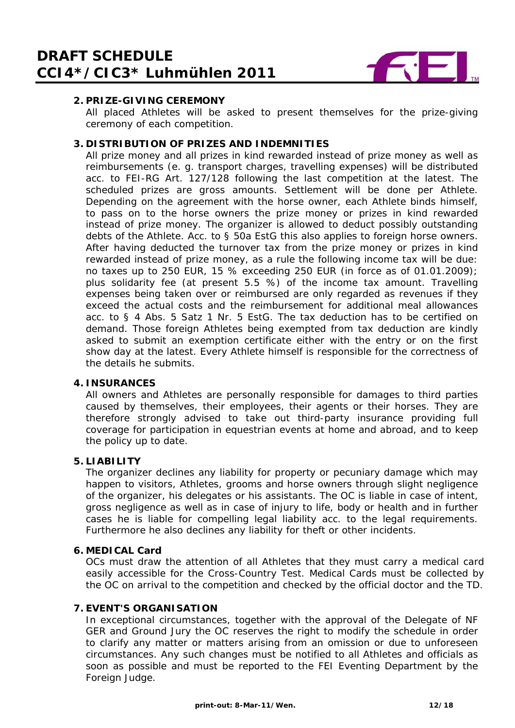## 2. PRIZE-GIVING CEREMONY

All placed Athletes will be asked to present themselves for the prize-giving ceremony of each competition.

## 3. DISTRIBUTION OF PRIZES AND INDEMNITIES

All prize money and all prizes in kind rewarded instead of prize money as well as reimbursements (e. g. transport charges, travelling expenses) will be distributed acc. to FEI-RG Art. 127/128 following the last competition at the latest. The scheduled prizes are gross amounts. Settlement will be done per Athlete. Depending on the agreement with the horse owner, each Athlete binds himself, to pass on to the horse owners the prize money or prizes in kind rewarded instead of prize money. The organizer is allowed to deduct possibly outstanding debts of the Athlete. Acc. to § 50a EstG this also applies to foreign horse owners. After having deducted the turnover tax from the prize money or prizes in kind rewarded instead of prize money, as a rule the following income tax will be due: no taxes up to 250 EUR, 15 % exceeding 250 EUR (in force as of 01.01.2009); plus solidarity fee (at present 5.5 %) of the income tax amount. Travelling expenses being taken over or reimbursed are only regarded as revenues if they exceed the actual costs and the reimbursement for additional meal allowances acc. to § 4 Abs. 5 Satz 1 Nr. 5 EstG. The tax deduction has to be certified on demand. Those foreign Athletes being exempted from tax deduction are kindly asked to submit an exemption certificate either with the entry or on the first show day at the latest. Every Athlete himself is responsible for the correctness of the details he submits.

## 4. INSURANCES

All owners and Athletes are personally responsible for damages to third parties caused by themselves, their employees, their agents or their horses. They are therefore strongly advised to take out third-party insurance providing full coverage for participation in equestrian events at home and abroad, and to keep the policy up to date.

## 5. LIABILITY

The organizer declines any liability for property or pecuniary damage which may happen to visitors, Athletes, grooms and horse owners through slight negligence of the organizer, his delegates or his assistants. The OC is liable in case of intent, gross negligence as well as in case of injury to life, body or health and in further cases he is liable for compelling legal liability acc. to the legal requirements. Furthermore he also declines any liability for theft or other incidents.

## 6. MEDICAL Card

OCs must draw the attention of all Athletes that they must carry a medical card easily accessible for the Cross-Country Test. Medical Cards must be collected by the OC on arrival to the competition and checked by the official doctor and the TD.

## 7. EVENT'S ORGANISATION

In exceptional circumstances, together with the approval of the Delegate of NF GER and Ground Jury the OC reserves the right to modify the schedule in order to clarify any matter or matters arising from an omission or due to unforeseen circumstances. Any such changes must be notified to all Athletes and officials as soon as possible and must be reported to the FEI Eventing Department by the Foreign Judge.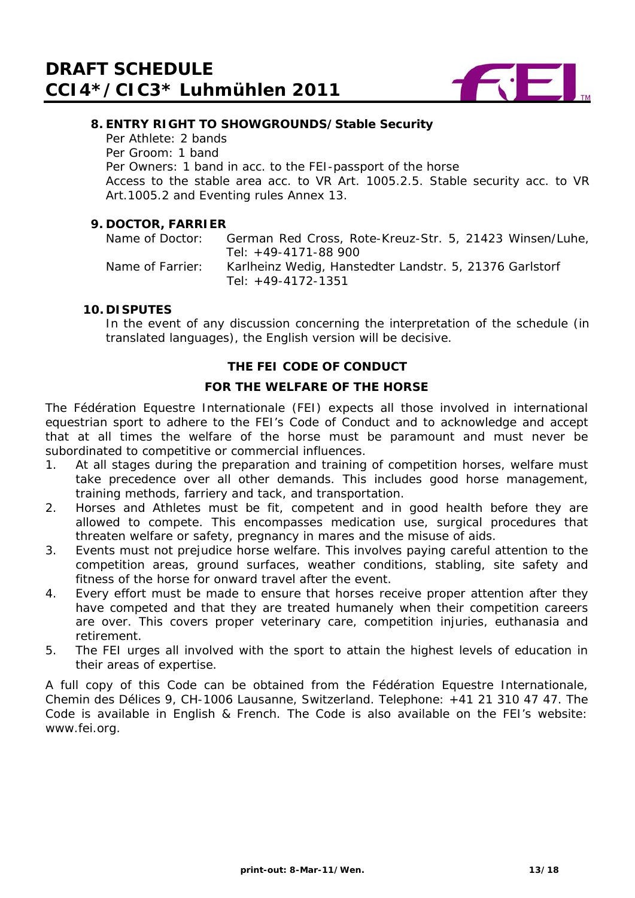## 8. ENTRY RIGHT TO SHOWGROUNDS/Stable Security

Per Athlete: 2 bands
Per Groom: 1 band
Per Owners: 1 band in acc. to the FEI-passport of the horse
Access to the stable area acc. to VR Art. 1005.2.5. Stable security acc. to VR Art.1005.2 and Eventing rules Annex 13.

## 9. DOCTOR, FARRIER

Name of Doctor: German Red Cross, Rote-Kreuz-Str. 5, 21423 Winsen/Luhe, Tel: +49-4171-88 900
Name of Farrier: Karlheinz Wedig, Hanstedter Landstr. 5, 21376 Garlstorf Tel: +49-4172-1351

## 10. DISPUTES

In the event of any discussion concerning the interpretation of the schedule (in translated languages), the English version will be decisive.

### THE FEI CODE OF CONDUCT

### FOR THE WELFARE OF THE HORSE

The Fédération Equestre Internationale (FEI) expects all those involved in international equestrian sport to adhere to the FEI's Code of Conduct and to acknowledge and accept that at all times the welfare of the horse must be paramount and must never be subordinated to competitive or commercial influences.

1. At all stages during the preparation and training of competition horses, welfare must take precedence over all other demands. This includes good horse management, training methods, farriery and tack, and transportation.
2. Horses and Athletes must be fit, competent and in good health before they are allowed to compete. This encompasses medication use, surgical procedures that threaten welfare or safety, pregnancy in mares and the misuse of aids.
3. Events must not prejudice horse welfare. This involves paying careful attention to the competition areas, ground surfaces, weather conditions, stabling, site safety and fitness of the horse for onward travel after the event.
4. Every effort must be made to ensure that horses receive proper attention after they have competed and that they are treated humanely when their competition careers are over. This covers proper veterinary care, competition injuries, euthanasia and retirement.
5. The FEI urges all involved with the sport to attain the highest levels of education in their areas of expertise.

A full copy of this Code can be obtained from the Fédération Equestre Internationale, Chemin des Délices 9, CH-1006 Lausanne, Switzerland. Telephone: +41 21 310 47 47. The Code is available in English & French. The Code is also available on the FEI's website: www.fei.org.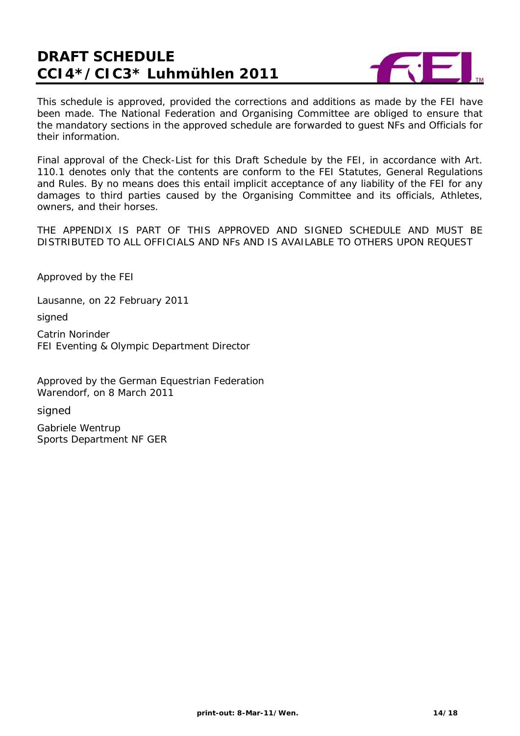# DRAFT SCHEDULE
# CCI4*/CIC3* Luhmühlen 2011

This schedule is approved, provided the corrections and additions as made by the FEI have been made. The National Federation and Organising Committee are obliged to ensure that the mandatory sections in the approved schedule are forwarded to guest NFs and Officials for their information.

Final approval of the Check-List for this Draft Schedule by the FEI, in accordance with Art. 110.1 denotes only that the contents are conform to the FEI Statutes, General Regulations and Rules. By no means does this entail implicit acceptance of any liability of the FEI for any damages to third parties caused by the Organising Committee and its officials, Athletes, owners, and their horses.

THE APPENDIX IS PART OF THIS APPROVED AND SIGNED SCHEDULE AND MUST BE DISTRIBUTED TO ALL OFFICIALS AND NFs AND IS AVAILABLE TO OTHERS UPON REQUEST

Approved by the FEI

Lausanne, on 22 February 2011

signed

Catrin Norinder
FEI Eventing & Olympic Department Director

Approved by the German Equestrian Federation
Warendorf, on 8 March 2011

signed

Gabriele Wentrup
Sports Department NF GER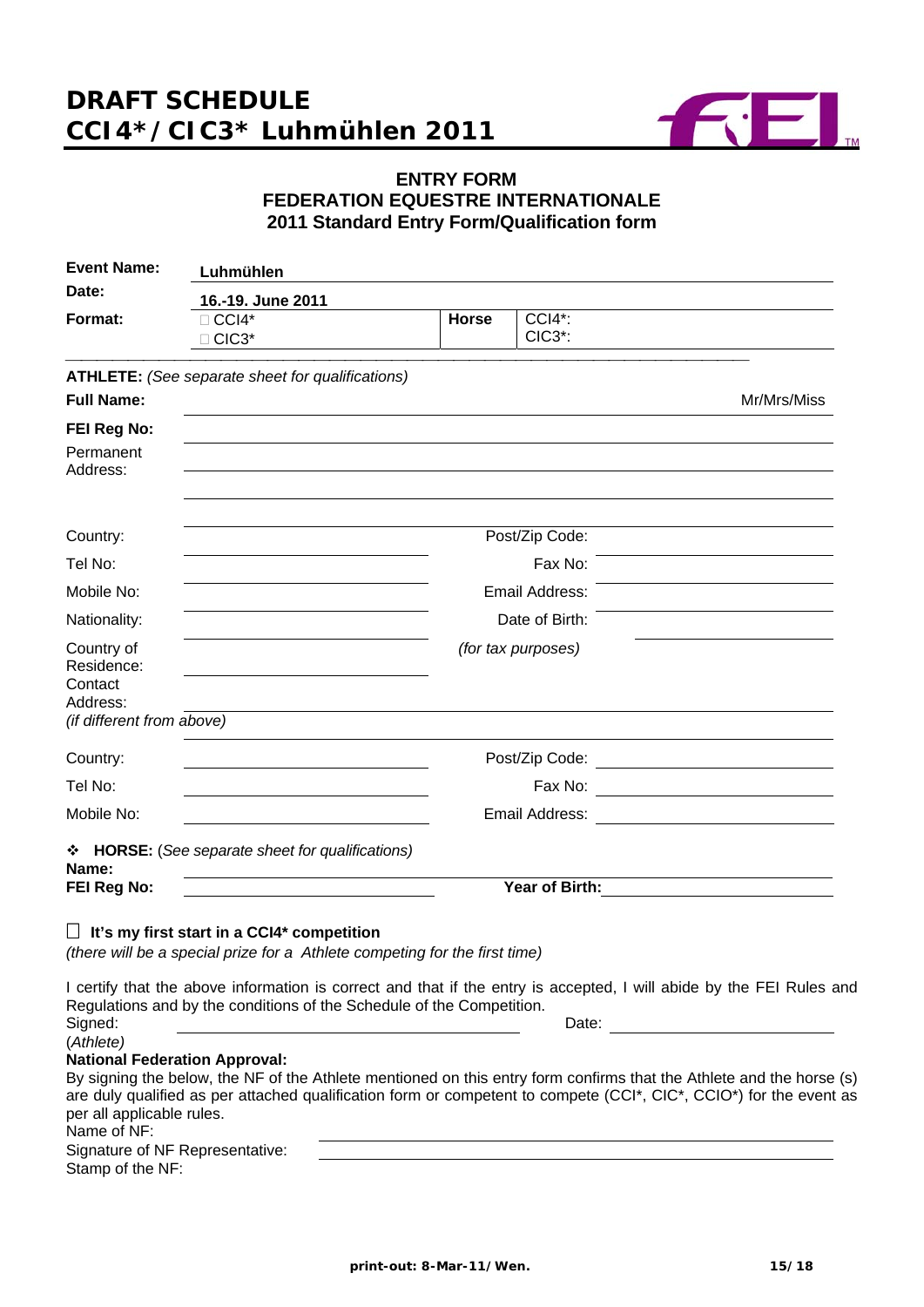# DRAFT SCHEDULE
# CCI4*/CIC3* Luhmühlen 2011

## ENTRY FORM
## FEDERATION EQUESTRE INTERNATIONALE
## 2011 Standard Entry Form/Qualification form

| | | | |
|---|---|---|---|
| **Event Name:** | **Luhmühlen** | | |
| **Date:** | **16.-19. June 2011** | | |
| **Format:** | □ CCI4* <br> □ CIC3* | **Horse** | CCI4*: <br> CIC3*: |

**ATHLETE:** *(See separate sheet for qualifications)*

**Full Name:** ______________________ Mr/Mrs/Miss

**FEI Reg No:** ______________________

Permanent Address: ______________________

Country: ______________________ Post/Zip Code: ______________________

Tel No: ______________________ Fax No: ______________________

Mobile No: ______________________ Email Address: ______________________

Nationality: ______________________ Date of Birth: ______________________

Country of Residence: ______________________ *(for tax purposes)*

Contact Address: ______________________
*(if different from above)*

Country: ______________________ Post/Zip Code: ______________________

Tel No: ______________________ Fax No: ______________________

Mobile No: ______________________ Email Address: ______________________

❖ **HORSE:** *(See separate sheet for qualifications)*

**Name:** ______________________

**FEI Reg No:** ______________________ **Year of Birth:** ______________________

□ **It's my first start in a CCI4* competition**
*(there will be a special prize for a Athlete competing for the first time)*

I certify that the above information is correct and that if the entry is accepted, I will abide by the FEI Rules and Regulations and by the conditions of the Schedule of the Competition.

Signed: ______________________ Date: ______________________
(*Athlete)*

**National Federation Approval:**

By signing the below, the NF of the Athlete mentioned on this entry form confirms that the Athlete and the horse (s) are duly qualified as per attached qualification form or competent to compete (CCI*, CIC*, CCIO*) for the event as per all applicable rules.

Name of NF: ______________________

Signature of NF Representative: ______________________

Stamp of the NF:

print-out: 8-Mar-11/Wen.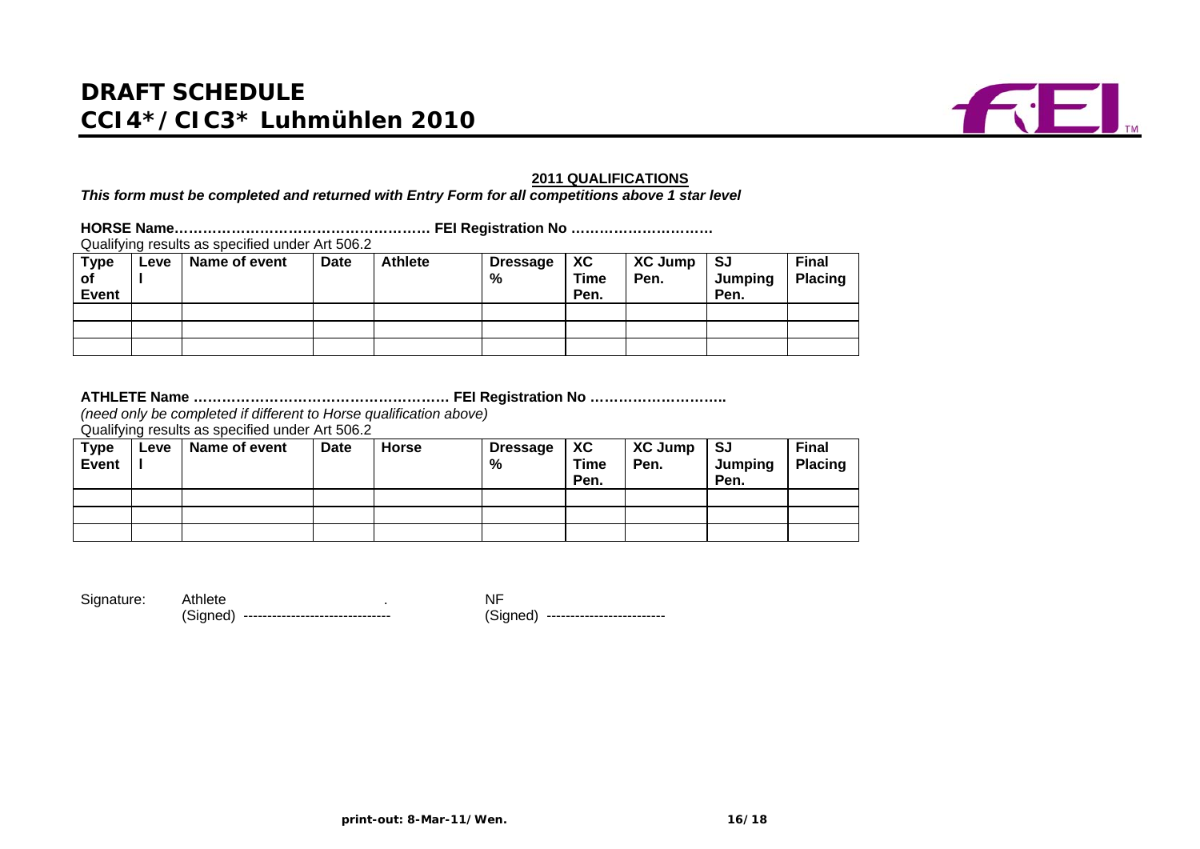# DRAFT SCHEDULE
## CCI4*/CIC3* Luhmühlen 2010

**2011 QUALIFICATIONS**

***This form must be completed and returned with Entry Form for all competitions above 1 star level***

**HORSE Name……………………………………………… FEI Registration No …………………………**

Qualifying results as specified under Art 506.2

| Type of Event | Level | Name of event | Date | Athlete | Dressage % | XC Time Pen. | XC Jump Pen. | SJ Jumping Pen. | Final Placing |
|---|---|---|---|---|---|---|---|---|---|
| | | | | | | | | | |
| | | | | | | | | | |
| | | | | | | | | | |

**ATHLETE Name ……………………………………………… FEI Registration No ………………………..**

*(need only be completed if different to Horse qualification above)*

Qualifying results as specified under Art 506.2

| Type Event | Level | Name of event | Date | Horse | Dressage % | XC Time Pen. | XC Jump Pen. | SJ Jumping Pen. | Final Placing |
|---|---|---|---|---|---|---|---|---|---|
| | | | | | | | | | |
| | | | | | | | | | |
| | | | | | | | | | |

Signature: Athlete .
(Signed) -------------------------------

NF
(Signed) -------------------------

print-out: 8-Mar-11/Wen.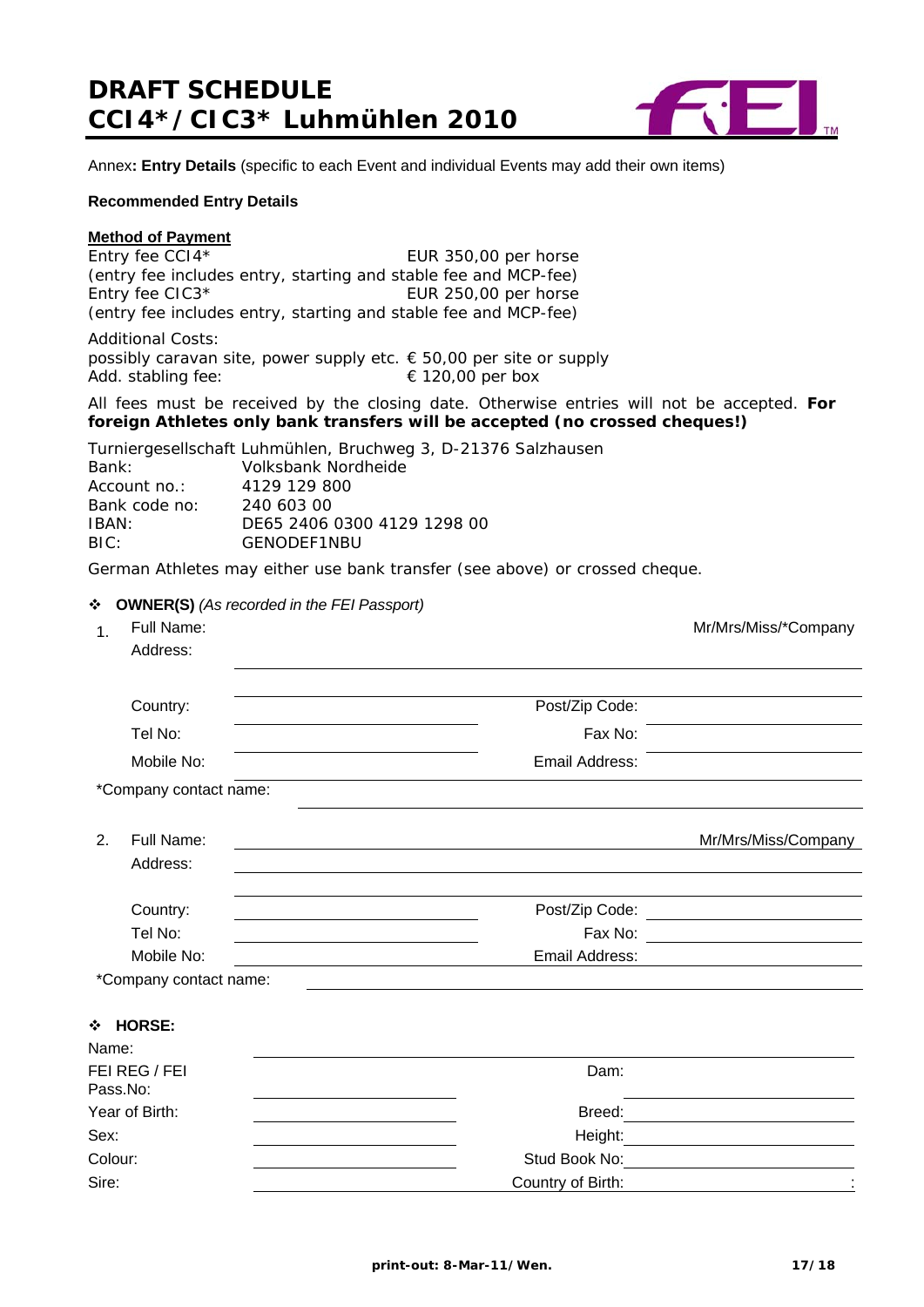# DRAFT SCHEDULE
# CCI4*/CIC3* Luhmühlen 2010

Annex**: Entry Details** (specific to each Event and individual Events may add their own items)

**Recommended Entry Details**

**Method of Payment**

Entry fee CCI4* EUR 350,00 per horse
(entry fee includes entry, starting and stable fee and MCP-fee)
Entry fee CIC3* EUR 250,00 per horse
(entry fee includes entry, starting and stable fee and MCP-fee)

Additional Costs:
possibly caravan site, power supply etc. € 50,00 per site or supply
Add. stabling fee: € 120,00 per box

All fees must be received by the closing date. Otherwise entries will not be accepted. **For foreign Athletes only bank transfers will be accepted (no crossed cheques!)**

Turniergesellschaft Luhmühlen, Bruchweg 3, D-21376 Salzhausen

| | |
|---|---|
| Bank: | Volksbank Nordheide |
| Account no.: | 4129 129 800 |
| Bank code no: | 240 603 00 |
| IBAN: | DE65 2406 0300 4129 1298 00 |
| BIC: | GENODEF1NBU |

German Athletes may either use bank transfer (see above) or crossed cheque.

❖ **OWNER(S)** *(As recorded in the FEI Passport)*

1. Full Name: ____________________ Mr/Mrs/Miss/*Company
   Address: ____________________
   Country: ____________________ Post/Zip Code: ____________________
   Tel No: ____________________ Fax No: ____________________
   Mobile No: ____________________ Email Address: ____________________

   *Company contact name: ____________________

2. Full Name: ____________________ Mr/Mrs/Miss/Company
   Address: ____________________
   Country: ____________________ Post/Zip Code: ____________________
   Tel No: ____________________ Fax No: ____________________
   Mobile No: ____________________ Email Address: ____________________

   *Company contact name: ____________________

❖ **HORSE:**

Name: ____________________

FEI REG / FEI Pass.No: ____________________ Dam: ____________________

Year of Birth: ____________________ Breed: ____________________

Sex: ____________________ Height: ____________________

Colour: ____________________ Stud Book No: ____________________

Sire: ____________________ Country of Birth: ____________________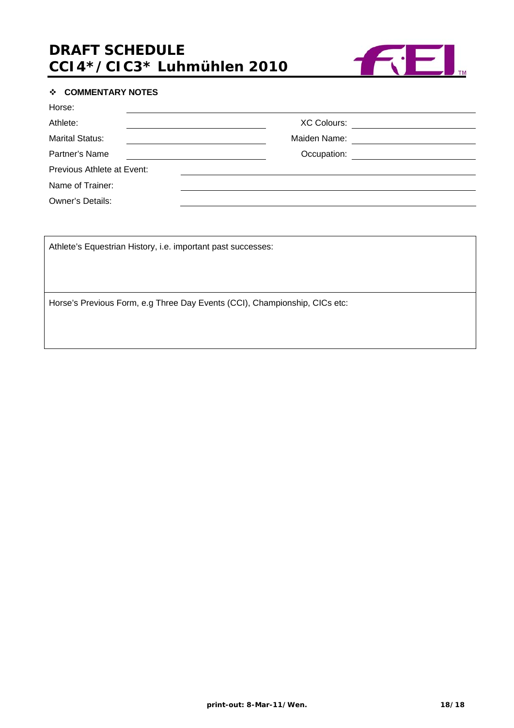- **COMMENTARY NOTES**

Horse: ______________________________

Athlete: ______________________________ XC Colours: ______________________________

Marital Status: ______________________________ Maiden Name: ______________________________

Partner's Name ______________________________ Occupation: ______________________________

Previous Athlete at Event: ______________________________

Name of Trainer: ______________________________

Owner's Details: ______________________________

| |
|---|
| Athlete's Equestrian History, i.e. important past successes: |
| Horse's Previous Form, e.g Three Day Events (CCI), Championship, CICs etc: |